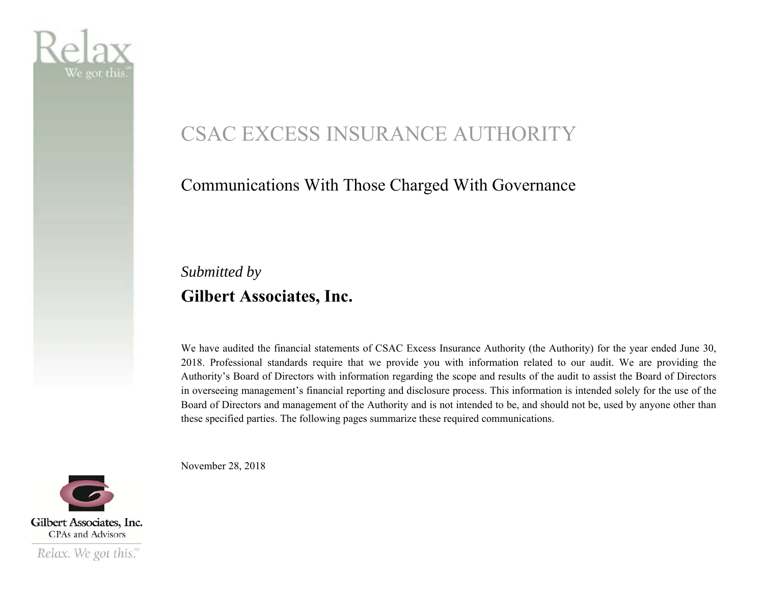# CSAC EXCESS INSURANCE AUTHORITY

## Communications With Those Charged With Governance

*Submitted by*

**Gilbert Associates, Inc.**

We have audited the financial statements of CSAC Excess Insurance Authority (the Authority) for the year ended June 30, 2018. Professional standards require that we provide you with information related to our audit. We are providing the Authority's Board of Directors with information regarding the scope and results of the audit to assist the Board of Directors in overseeing management's financial reporting and disclosure process. This information is intended solely for the use of the Board of Directors and management of the Authority and is not intended to be, and should not be, used by anyone other than these specified parties. The following pages summarize these required communications.

November 28, 2018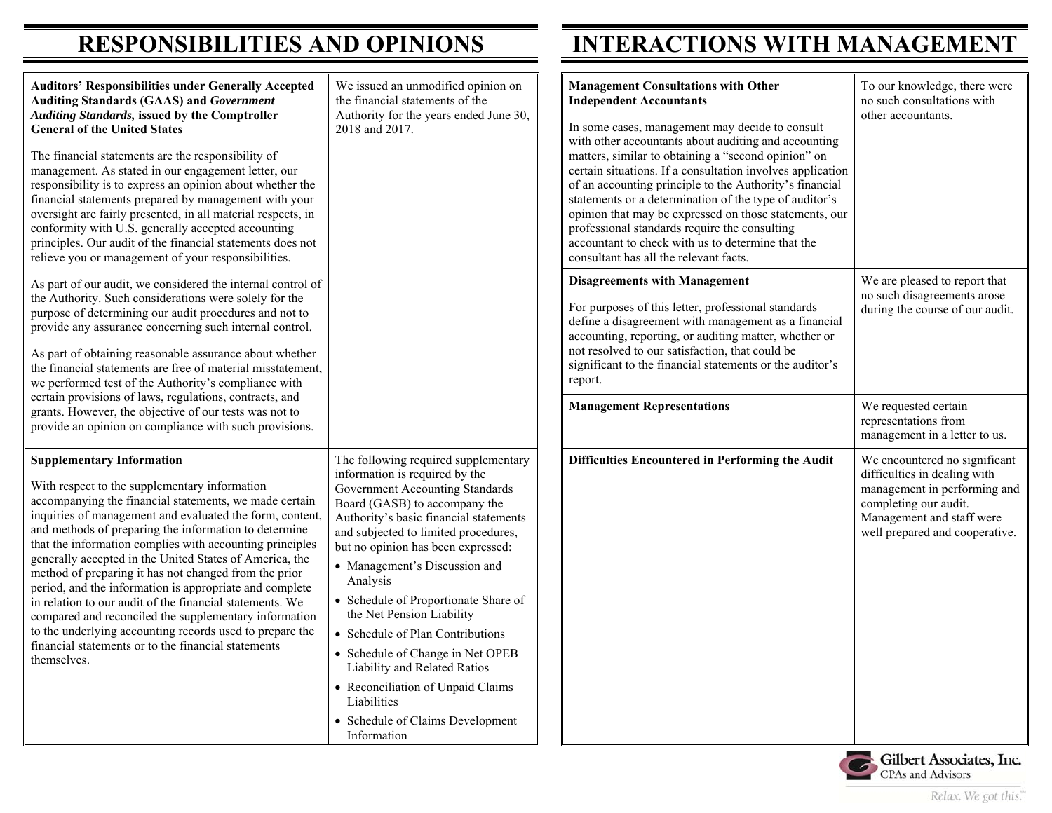# RESPONSIBILITIES AND OPINIONS

| **Auditors' Responsibilities under Generally Accepted Auditing Standards (GAAS) and *Government Auditing Standards,* issued by the Comptroller General of the United States**<br><br>The financial statements are the responsibility of management. As stated in our engagement letter, our responsibility is to express an opinion about whether the financial statements prepared by management with your oversight are fairly presented, in all material respects, in conformity with U.S. generally accepted accounting principles. Our audit of the financial statements does not relieve you or management of your responsibilities.<br><br>As part of our audit, we considered the internal control of the Authority. Such considerations were solely for the purpose of determining our audit procedures and not to provide any assurance concerning such internal control.<br><br>As part of obtaining reasonable assurance about whether the financial statements are free of material misstatement, we performed test of the Authority's compliance with certain provisions of laws, regulations, contracts, and grants. However, the objective of our tests was not to provide an opinion on compliance with such provisions. | We issued an unmodified opinion on the financial statements of the Authority for the years ended June 30, 2018 and 2017. |
|---|---|
| **Supplementary Information**<br><br>With respect to the supplementary information accompanying the financial statements, we made certain inquiries of management and evaluated the form, content, and methods of preparing the information to determine that the information complies with accounting principles generally accepted in the United States of America, the method of preparing it has not changed from the prior period, and the information is appropriate and complete in relation to our audit of the financial statements. We compared and reconciled the supplementary information to the underlying accounting records used to prepare the financial statements or to the financial statements themselves. | The following required supplementary information is required by the Government Accounting Standards Board (GASB) to accompany the Authority's basic financial statements and subjected to limited procedures, but no opinion has been expressed:<br>• Management's Discussion and Analysis<br>• Schedule of Proportionate Share of the Net Pension Liability<br>• Schedule of Plan Contributions<br>• Schedule of Change in Net OPEB Liability and Related Ratios<br>• Reconciliation of Unpaid Claims Liabilities<br>• Schedule of Claims Development Information |

# INTERACTIONS WITH MANAGEMENT

| **Management Consultations with Other Independent Accountants**<br><br>In some cases, management may decide to consult with other accountants about auditing and accounting matters, similar to obtaining a "second opinion" on certain situations. If a consultation involves application of an accounting principle to the Authority's financial statements or a determination of the type of auditor's opinion that may be expressed on those statements, our professional standards require the consulting accountant to check with us to determine that the consultant has all the relevant facts. | To our knowledge, there were no such consultations with other accountants. |
|---|---|
| **Disagreements with Management**<br><br>For purposes of this letter, professional standards define a disagreement with management as a financial accounting, reporting, or auditing matter, whether or not resolved to our satisfaction, that could be significant to the financial statements or the auditor's report. | We are pleased to report that no such disagreements arose during the course of our audit. |
| **Management Representations** | We requested certain representations from management in a letter to us. |
| **Difficulties Encountered in Performing the Audit** | We encountered no significant difficulties in dealing with management in performing and completing our audit. Management and staff were well prepared and cooperative. |

Gilbert Associates, Inc.
CPAs and Advisors
*Relax. We got this.*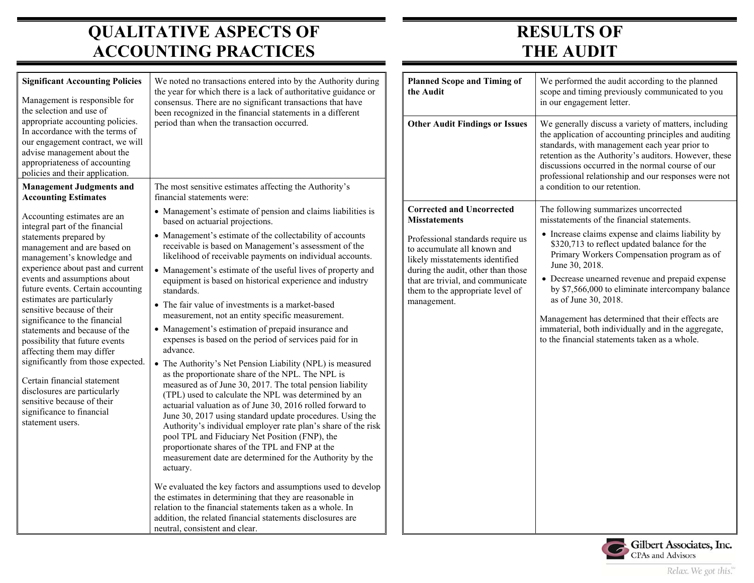# QUALITATIVE ASPECTS OF ACCOUNTING PRACTICES

| | |
|---|---|
| **Significant Accounting Policies**<br><br>Management is responsible for the selection and use of appropriate accounting policies. In accordance with the terms of our engagement contract, we will advise management about the appropriateness of accounting policies and their application. | We noted no transactions entered into by the Authority during the year for which there is a lack of authoritative guidance or consensus. There are no significant transactions that have been recognized in the financial statements in a different period than when the transaction occurred. |
| **Management Judgments and Accounting Estimates**<br><br>Accounting estimates are an integral part of the financial statements prepared by management and are based on management's knowledge and experience about past and current events and assumptions about future events. Certain accounting estimates are particularly sensitive because of their significance to the financial statements and because of the possibility that future events affecting them may differ significantly from those expected.<br><br>Certain financial statement disclosures are particularly sensitive because of their significance to financial statement users. | The most sensitive estimates affecting the Authority's financial statements were:<br><br>• Management's estimate of pension and claims liabilities is based on actuarial projections.<br>• Management's estimate of the collectability of accounts receivable is based on Management's assessment of the likelihood of receivable payments on individual accounts.<br>• Management's estimate of the useful lives of property and equipment is based on historical experience and industry standards.<br>• The fair value of investments is a market-based measurement, not an entity specific measurement.<br>• Management's estimation of prepaid insurance and expenses is based on the period of services paid for in advance.<br>• The Authority's Net Pension Liability (NPL) is measured as the proportionate share of the NPL. The NPL is measured as of June 30, 2017. The total pension liability (TPL) used to calculate the NPL was determined by an actuarial valuation as of June 30, 2016 rolled forward to June 30, 2017 using standard update procedures. Using the Authority's individual employer rate plan's share of the risk pool TPL and Fiduciary Net Position (FNP), the proportionate shares of the TPL and FNP at the measurement date are determined for the Authority by the actuary.<br><br>We evaluated the key factors and assumptions used to develop the estimates in determining that they are reasonable in relation to the financial statements taken as a whole. In addition, the related financial statements disclosures are neutral, consistent and clear. |

# RESULTS OF THE AUDIT

| | |
|---|---|
| **Planned Scope and Timing of the Audit** | We performed the audit according to the planned scope and timing previously communicated to you in our engagement letter. |
| **Other Audit Findings or Issues** | We generally discuss a variety of matters, including the application of accounting principles and auditing standards, with management each year prior to retention as the Authority's auditors. However, these discussions occurred in the normal course of our professional relationship and our responses were not a condition to our retention. |
| **Corrected and Uncorrected Misstatements**<br><br>Professional standards require us to accumulate all known and likely misstatements identified during the audit, other than those that are trivial, and communicate them to the appropriate level of management. | The following summarizes uncorrected misstatements of the financial statements.<br><br>• Increase claims expense and claims liability by $320,713 to reflect updated balance for the Primary Workers Compensation program as of June 30, 2018.<br>• Decrease unearned revenue and prepaid expense by $7,566,000 to eliminate intercompany balance as of June 30, 2018.<br><br>Management has determined that their effects are immaterial, both individually and in the aggregate, to the financial statements taken as a whole. |

Gilbert Associates, Inc.
CPAs and Advisors
*Relax. We got this.*